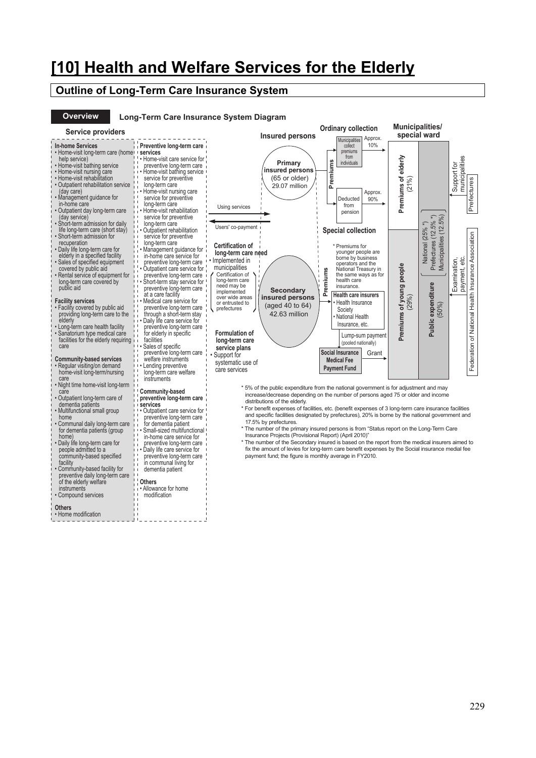# [10] Health and Welfare Services for the Elderly

## Outline of Long-Term Care Insurance System

**Overview** **Long-Term Care Insurance System Diagram**

### Service providers

**In-home Services**
- Home-visit long-term care (home help service)
- Home-visit bathing service
- Home-visit nursing care
- Home-visit rehabilitation
- Outpatient rehabilitation service (day care)
- Management guidance for in-home care
- Outpatient day long-term care (day service)
- Short-term admission for daily life long-term care (short stay)
- Short-term admission for recuperation
- Daily life long-term care for elderly in a specified facility
- Sales of specified equipment covered by public aid
- Rental service of equipment for long-term care covered by public aid

**Facility services**
- Facility covered by public aid providing long-term care to the elderly
- Long-term care health facility
- Sanatorium type medical care facilities for the elderly requiring care

**Community-based services**
- Regular visiting/on demand home-visit long-term/nursing care
- Night time home-visit long-term care
- Outpatient long-term care of dementia patients
- Multifunctional small group home
- Communal daily long-term care for dementia patients (group home)
- Daily life long-term care for people admitted to a community-based specified facility
- Community-based facility for preventive daily long-term care of the elderly welfare instruments
- Compound services

**Others**
- Home modification

**Preventive long-term care services**
- Home-visit care service for preventive long-term care
- Home-visit bathing service service for preventive long-term care
- Home-visit nursing care service for preventive long-term care
- Home-visit rehabilitation service for preventive long-term care
- Outpatient rehabilitation service for preventive long-term care
- Management guidance for in-home service for preventive long-term care
- Outpatient care service for preventive long-term care
- Short-term stay service for preventive long-term care at a care facility
- Medical care service for preventive long-term care through a short-term stay
- Daily life care service for preventive long-term care for elderly in specific facilities
- Sales of specific preventive long-term care welfare instruments
- Lending preventive long-term care welfare instruments

**Community-based preventive long-term care services**
- Outpatient care service for preventive long-term care for dementia patient
- Small-sized multifunctional in-home care service for preventive long-term care
- Daily life care service for preventive long-term care in communal living for dementia patient

**Others**
- Allowance for home modification

Using services →
← Users' co-payment

**Certification of long-term care need**
- Implemented in municipalities

Certification of long-term care need may be implemented over wide areas or entrusted to prefectures

**Formulation of long-term care service plans**
- Support for systematic use of care services

### Insured persons

**Primary insured persons** (65 or older) 29.07 million

**Secondary insured persons** (aged 40 to 64) 42.63 million

### Ordinary collection

Premiums: Municipalities collect premiums from individuals (Approx. 10%); Deducted from pension (Approx. 90%)

### Special collection

* Premiums for younger people are borne by business operators and the National Treasury in the same ways as for health care insurance.

Premiums → **Health care insurers**
- Health Insurance Society
- National Health Insurance, etc.

Lump-sum payment (pooled nationally)

**Social Insurance Medical Fee Payment Fund** → Grant

### Municipalities/ special ward

- **Premiums of elderly** (21%)
- **Premiums of young people** (29%)
- **Public expenditure** (50%): National (25% *), Prefectures (12.5% *), Municipalities (12.5%)

Prefectures → Support for municipalities

Federation of National Health Insurance Association → Examination, payment, etc.

\* 5% of the public expenditure from the national government is for adjustment and may increase/decrease depending on the number of persons aged 75 or older and income distributions of the elderly.

\* For benefit expenses of facilities, etc. (benefit expenses of 3 long-term care insurance facilities and specific facilities designated by prefectures), 20% is borne by the national government and 17.5% by prefectures.

\* The number of the primary insured persons is from "Status report on the Long-Term Care Insurance Projects (Provisional Report) (April 2010)"

\* The number of the Secondary insured is based on the report from the medical insurers aimed to fix the amount of levies for long-term care benefit expenses by the Social insurance medial fee payment fund; the figure is monthly average in FY2010.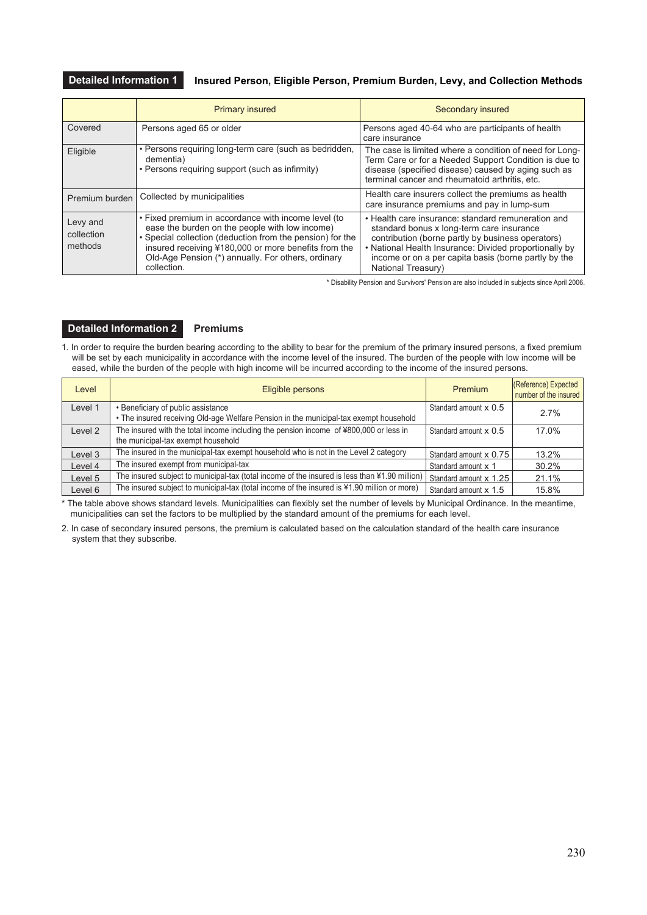## Detailed Information 1 Insured Person, Eligible Person, Premium Burden, Levy, and Collection Methods

| | Primary insured | Secondary insured |
|---|---|---|
| Covered | Persons aged 65 or older | Persons aged 40-64 who are participants of health care insurance |
| Eligible | • Persons requiring long-term care (such as bedridden, dementia)<br>• Persons requiring support (such as infirmity) | The case is limited where a condition of need for Long-Term Care or for a Needed Support Condition is due to disease (specified disease) caused by aging such as terminal cancer and rheumatoid arthritis, etc. |
| Premium burden | Collected by municipalities | Health care insurers collect the premiums as health care insurance premiums and pay in lump-sum |
| Levy and collection methods | • Fixed premium in accordance with income level (to ease the burden on the people with low income)<br>• Special collection (deduction from the pension) for the insured receiving ¥180,000 or more benefits from the Old-Age Pension (*) annually. For others, ordinary collection. | • Health care insurance: standard remuneration and standard bonus x long-term care insurance contribution (borne partly by business operators)<br>• National Health Insurance: Divided proportionally by income or on a per capita basis (borne partly by the National Treasury) |

\* Disability Pension and Survivors' Pension are also included in subjects since April 2006.

## Detailed Information 2 Premiums

1. In order to require the burden bearing according to the ability to bear for the premium of the primary insured persons, a fixed premium will be set by each municipality in accordance with the income level of the insured. The burden of the people with low income will be eased, while the burden of the people with high income will be incurred according to the income of the insured persons.

| Level | Eligible persons | Premium | (Reference) Expected number of the insured |
|---|---|---|---|
| Level 1 | • Beneficiary of public assistance<br>• The insured receiving Old-age Welfare Pension in the municipal-tax exempt household | Standard amount x 0.5 | 2.7% |
| Level 2 | The insured with the total income including the pension income of ¥800,000 or less in the municipal-tax exempt household | Standard amount x 0.5 | 17.0% |
| Level 3 | The insured in the municipal-tax exempt household who is not in the Level 2 category | Standard amount x 0.75 | 13.2% |
| Level 4 | The insured exempt from municipal-tax | Standard amount x 1 | 30.2% |
| Level 5 | The insured subject to municipal-tax (total income of the insured is less than ¥1.90 million) | Standard amount x 1.25 | 21.1% |
| Level 6 | The insured subject to municipal-tax (total income of the insured is ¥1.90 million or more) | Standard amount x 1.5 | 15.8% |

\* The table above shows standard levels. Municipalities can flexibly set the number of levels by Municipal Ordinance. In the meantime, municipalities can set the factors to be multiplied by the standard amount of the premiums for each level.

2. In case of secondary insured persons, the premium is calculated based on the calculation standard of the health care insurance system that they subscribe.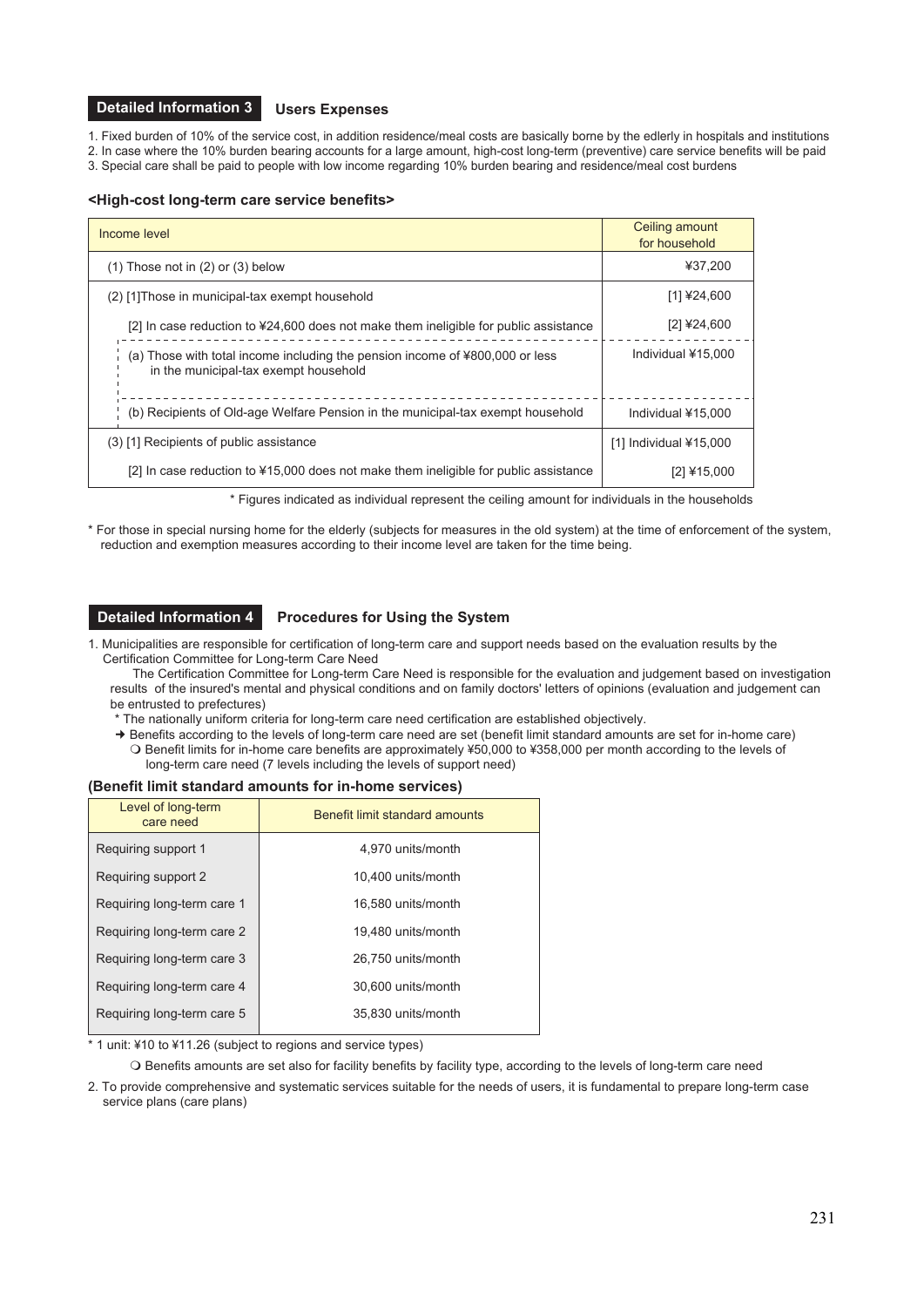## Detailed Information 3 Users Expenses

1. Fixed burden of 10% of the service cost, in addition residence/meal costs are basically borne by the edlerly in hospitals and institutions
2. In case where the 10% burden bearing accounts for a large amount, high-cost long-term (preventive) care service benefits will be paid
3. Special care shall be paid to people with low income regarding 10% burden bearing and residence/meal cost burdens

**<High-cost long-term care service benefits>**

| Income level | Ceiling amount for household |
|---|---|
| (1) Those not in (2) or (3) below | ¥37,200 |
| (2) [1]Those in municipal-tax exempt household | [1] ¥24,600 |
| [2] In case reduction to ¥24,600 does not make them ineligible for public assistance | [2] ¥24,600 |
| (a) Those with total income including the pension income of ¥800,000 or less in the municipal-tax exempt household | Individual ¥15,000 |
| (b) Recipients of Old-age Welfare Pension in the municipal-tax exempt household | Individual ¥15,000 |
| (3) [1] Recipients of public assistance | [1] Individual ¥15,000 |
| [2] In case reduction to ¥15,000 does not make them ineligible for public assistance | [2] ¥15,000 |

* Figures indicated as individual represent the ceiling amount for individuals in the households

* For those in special nursing home for the elderly (subjects for measures in the old system) at the time of enforcement of the system, reduction and exemption measures according to their income level are taken for the time being.

## Detailed Information 4 Procedures for Using the System

1. Municipalities are responsible for certification of long-term care and support needs based on the evaluation results by the Certification Committee for Long-term Care Need

   The Certification Committee for Long-term Care Need is responsible for the evaluation and judgement based on investigation results of the insured's mental and physical conditions and on family doctors' letters of opinions (evaluation and judgement can be entrusted to prefectures)

   * The nationally uniform criteria for long-term care need certification are established objectively.

   → Benefits according to the levels of long-term care need are set (benefit limit standard amounts are set for in-home care)

   ❍ Benefit limits for in-home care benefits are approximately ¥50,000 to ¥358,000 per month according to the levels of long-term care need (7 levels including the levels of support need)

**(Benefit limit standard amounts for in-home services)**

| Level of long-term care need | Benefit limit standard amounts |
|---|---|
| Requiring support 1 | 4,970 units/month |
| Requiring support 2 | 10,400 units/month |
| Requiring long-term care 1 | 16,580 units/month |
| Requiring long-term care 2 | 19,480 units/month |
| Requiring long-term care 3 | 26,750 units/month |
| Requiring long-term care 4 | 30,600 units/month |
| Requiring long-term care 5 | 35,830 units/month |

* 1 unit: ¥10 to ¥11.26 (subject to regions and service types)

❍ Benefits amounts are set also for facility benefits by facility type, according to the levels of long-term care need

2. To provide comprehensive and systematic services suitable for the needs of users, it is fundamental to prepare long-term case service plans (care plans)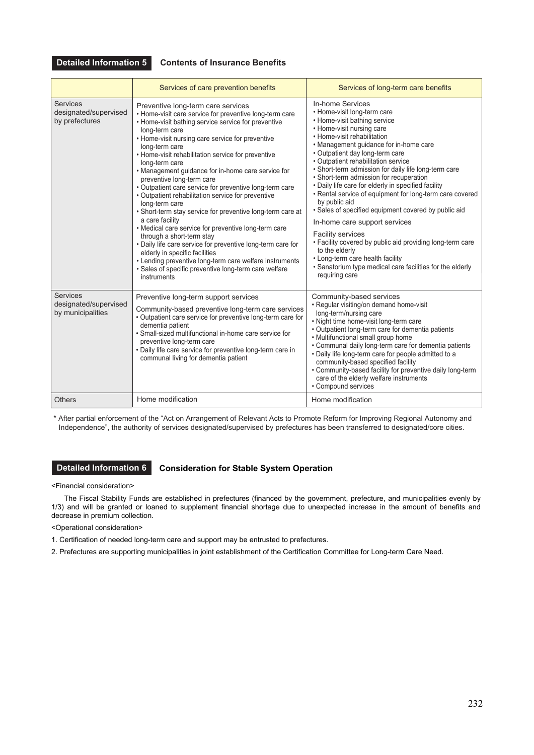## Detailed Information 5 Contents of Insurance Benefits

| | Services of care prevention benefits | Services of long-term care benefits |
|---|---|---|
| Services designated/supervised by prefectures | Preventive long-term care services<br>• Home-visit care service for preventive long-term care<br>• Home-visit bathing service service for preventive long-term care<br>• Home-visit nursing care service for preventive long-term care<br>• Home-visit rehabilitation service for preventive long-term care<br>• Management guidance for in-home care service for preventive long-term care<br>• Outpatient care service for preventive long-term care<br>• Outpatient rehabilitation service for preventive long-term care<br>• Short-term stay service for preventive long-term care at a care facility<br>• Medical care service for preventive long-term care through a short-term stay<br>• Daily life care service for preventive long-term care for elderly in specific facilities<br>• Lending preventive long-term care welfare instruments<br>• Sales of specific preventive long-term care welfare instruments | In-home Services<br>• Home-visit long-term care<br>• Home-visit bathing service<br>• Home-visit nursing care<br>• Home-visit rehabilitation<br>• Management guidance for in-home care<br>• Outpatient day long-term care<br>• Outpatient rehabilitation service<br>• Short-term admission for daily life long-term care<br>• Short-term admission for recuperation<br>• Daily life care for elderly in specified facility<br>• Rental service of equipment for long-term care covered by public aid<br>• Sales of specified equipment covered by public aid<br>In-home care support services<br>Facility services<br>• Facility covered by public aid providing long-term care to the elderly<br>• Long-term care health facility<br>• Sanatorium type medical care facilities for the elderly requiring care |
| Services designated/supervised by municipalities | Preventive long-term support services<br>Community-based preventive long-term care services<br>• Outpatient care service for preventive long-term care for dementia patient<br>• Small-sized multifunctional in-home care service for preventive long-term care<br>• Daily life care service for preventive long-term care in communal living for dementia patient | Community-based services<br>• Regular visiting/on demand home-visit long-term/nursing care<br>• Night time home-visit long-term care<br>• Outpatient long-term care for dementia patients<br>• Multifunctional small group home<br>• Communal daily long-term care for dementia patients<br>• Daily life long-term care for people admitted to a community-based specified facility<br>• Community-based facility for preventive daily long-term care of the elderly welfare instruments<br>• Compound services |
| Others | Home modification | Home modification |

\* After partial enforcement of the "Act on Arrangement of Relevant Acts to Promote Reform for Improving Regional Autonomy and Independence", the authority of services designated/supervised by prefectures has been transferred to designated/core cities.

## Detailed Information 6 Consideration for Stable System Operation

<Financial consideration>

The Fiscal Stability Funds are established in prefectures (financed by the government, prefecture, and municipalities evenly by 1/3) and will be granted or loaned to supplement financial shortage due to unexpected increase in the amount of benefits and decrease in premium collection.

<Operational consideration>

1. Certification of needed long-term care and support may be entrusted to prefectures.
2. Prefectures are supporting municipalities in joint establishment of the Certification Committee for Long-term Care Need.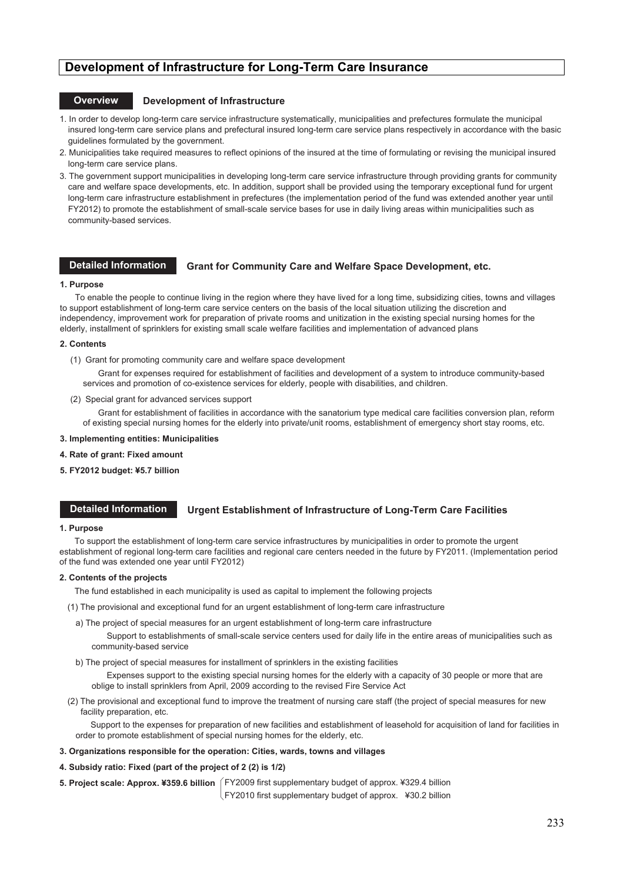# Development of Infrastructure for Long-Term Care Insurance

## Overview — Development of Infrastructure

1. In order to develop long-term care service infrastructure systematically, municipalities and prefectures formulate the municipal insured long-term care service plans and prefectural insured long-term care service plans respectively in accordance with the basic guidelines formulated by the government.
2. Municipalities take required measures to reflect opinions of the insured at the time of formulating or revising the municipal insured long-term care service plans.
3. The government support municipalities in developing long-term care service infrastructure through providing grants for community care and welfare space developments, etc. In addition, support shall be provided using the temporary exceptional fund for urgent long-term care infrastructure establishment in prefectures (the implementation period of the fund was extended another year until FY2012) to promote the establishment of small-scale service bases for use in daily living areas within municipalities such as community-based services.

## Detailed Information — Grant for Community Care and Welfare Space Development, etc.

**1. Purpose**

To enable the people to continue living in the region where they have lived for a long time, subsidizing cities, towns and villages to support establishment of long-term care service centers on the basis of the local situation utilizing the discretion and independency, improvement work for preparation of private rooms and unitization in the existing special nursing homes for the elderly, installment of sprinklers for existing small scale welfare facilities and implementation of advanced plans

**2. Contents**

(1) Grant for promoting community care and welfare space development

Grant for expenses required for establishment of facilities and development of a system to introduce community-based services and promotion of co-existence services for elderly, people with disabilities, and children.

(2) Special grant for advanced services support

Grant for establishment of facilities in accordance with the sanatorium type medical care facilities conversion plan, reform of existing special nursing homes for the elderly into private/unit rooms, establishment of emergency short stay rooms, etc.

**3. Implementing entities: Municipalities**

**4. Rate of grant: Fixed amount**

**5. FY2012 budget: ¥5.7 billion**

## Detailed Information — Urgent Establishment of Infrastructure of Long-Term Care Facilities

**1. Purpose**

To support the establishment of long-term care service infrastructures by municipalities in order to promote the urgent establishment of regional long-term care facilities and regional care centers needed in the future by FY2011. (Implementation period of the fund was extended one year until FY2012)

**2. Contents of the projects**

The fund established in each municipality is used as capital to implement the following projects

(1) The provisional and exceptional fund for an urgent establishment of long-term care infrastructure

a) The project of special measures for an urgent establishment of long-term care infrastructure

Support to establishments of small-scale service centers used for daily life in the entire areas of municipalities such as community-based service

b) The project of special measures for installment of sprinklers in the existing facilities

Expenses support to the existing special nursing homes for the elderly with a capacity of 30 people or more that are oblige to install sprinklers from April, 2009 according to the revised Fire Service Act

(2) The provisional and exceptional fund to improve the treatment of nursing care staff (the project of special measures for new facility preparation, etc.

Support to the expenses for preparation of new facilities and establishment of leasehold for acquisition of land for facilities in order to promote establishment of special nursing homes for the elderly, etc.

**3. Organizations responsible for the operation: Cities, wards, towns and villages**

**4. Subsidy ratio: Fixed (part of the project of 2 (2) is 1/2)**

**5. Project scale: Approx. ¥359.6 billion**
- FY2009 first supplementary budget of approx. ¥329.4 billion
- FY2010 first supplementary budget of approx. ¥30.2 billion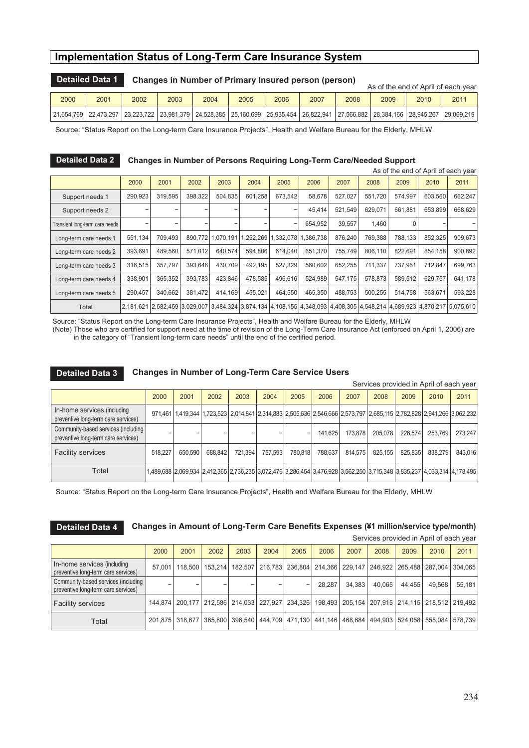# Implementation Status of Long-Term Care Insurance System

## Detailed Data 1 Changes in Number of Primary Insured person (person)

As of the end of April of each year

| 2000 | 2001 | 2002 | 2003 | 2004 | 2005 | 2006 | 2007 | 2008 | 2009 | 2010 | 2011 |
|---|---|---|---|---|---|---|---|---|---|---|---|
| 21,654,769 | 22,473,297 | 23,223,722 | 23,981,379 | 24,528,385 | 25,160,699 | 25,935,454 | 26,822,941 | 27,566,882 | 28,384,166 | 28,945,267 | 29,069,219 |

Source: "Status Report on the Long-term Care Insurance Projects", Health and Welfare Bureau for the Elderly, MHLW

## Detailed Data 2 Changes in Number of Persons Requiring Long-Term Care/Needed Support

As of the end of April of each year

| | 2000 | 2001 | 2002 | 2003 | 2004 | 2005 | 2006 | 2007 | 2008 | 2009 | 2010 | 2011 |
|---|---|---|---|---|---|---|---|---|---|---|---|---|
| Support needs 1 | 290,923 | 319,595 | 398,322 | 504,835 | 601,258 | 673,542 | 58,678 | 527,027 | 551,720 | 574,997 | 603,560 | 662,247 |
| Support needs 2 | – | – | – | – | – | – | 45,414 | 521,549 | 629,071 | 661,881 | 653,899 | 668,629 |
| Transient long-term care needs | – | – | – | – | – | – | 654,952 | 39,557 | 1,460 | 0 | – | – |
| Long-term care needs 1 | 551,134 | 709,493 | 890,772 | 1,070,191 | 1,252,269 | 1,332,078 | 1,386,738 | 876,240 | 769,388 | 788,133 | 852,325 | 909,673 |
| Long-term care needs 2 | 393,691 | 489,560 | 571,012 | 640,574 | 594,806 | 614,040 | 651,370 | 755,749 | 806,110 | 822,691 | 854,158 | 900,892 |
| Long-term care needs 3 | 316,515 | 357,797 | 393,646 | 430,709 | 492,195 | 527,329 | 560,602 | 652,255 | 711,337 | 737,951 | 712,847 | 699,763 |
| Long-term care needs 4 | 338,901 | 365,352 | 393,783 | 423,846 | 478,585 | 496,616 | 524,989 | 547,175 | 578,873 | 589,512 | 629,757 | 641,178 |
| Long-term care needs 5 | 290,457 | 340,662 | 381,472 | 414,169 | 455,021 | 464,550 | 465,350 | 488,753 | 500,255 | 514,758 | 563,671 | 593,228 |
| Total | 2,181,621 | 2,582,459 | 3,029,007 | 3,484,324 | 3,874,134 | 4,108,155 | 4,348,093 | 4,408,305 | 4,548,214 | 4,689,923 | 4,870,217 | 5,075,610 |

Source: "Status Report on the Long-term Care Insurance Projects", Health and Welfare Bureau for the Elderly, MHLW
(Note) Those who are certified for support need at the time of revision of the Long-Term Care Insurance Act (enforced on April 1, 2006) are in the category of "Transient long-term care needs" until the end of the certified period.

## Detailed Data 3 Changes in Number of Long-Term Care Service Users

Services provided in April of each year

| | 2000 | 2001 | 2002 | 2003 | 2004 | 2005 | 2006 | 2007 | 2008 | 2009 | 2010 | 2011 |
|---|---|---|---|---|---|---|---|---|---|---|---|---|
| In-home services (including preventive long-term care services) | 971,461 | 1,419,344 | 1,723,523 | 2,014,841 | 2,314,883 | 2,505,636 | 2,546,666 | 2,573,797 | 2,685,115 | 2,782,828 | 2,941,266 | 3,062,232 |
| Community-based services (including preventive long-term care services) | – | – | – | – | – | – | 141,625 | 173,878 | 205,078 | 226,574 | 253,769 | 273,247 |
| Facility services | 518,227 | 650,590 | 688,842 | 721,394 | 757,593 | 780,818 | 788,637 | 814,575 | 825,155 | 825,835 | 838,279 | 843,016 |
| Total | 1,489,688 | 2,069,934 | 2,412,365 | 2,736,235 | 3,072,476 | 3,286,454 | 3,476,928 | 3,562,250 | 3,715,348 | 3,835,237 | 4,033,314 | 4,178,495 |

Source: "Status Report on the Long-term Care Insurance Projects", Health and Welfare Bureau for the Elderly, MHLW

## Detailed Data 4 Changes in Amount of Long-Term Care Benefits Expenses (¥1 million/service type/month)

Services provided in April of each year

| | 2000 | 2001 | 2002 | 2003 | 2004 | 2005 | 2006 | 2007 | 2008 | 2009 | 2010 | 2011 |
|---|---|---|---|---|---|---|---|---|---|---|---|---|
| In-home services (including preventive long-term care services) | 57,001 | 118,500 | 153,214 | 182,507 | 216,783 | 236,804 | 214,366 | 229,147 | 246,922 | 265,488 | 287,004 | 304,065 |
| Community-based services (including preventive long-term care services) | – | – | – | – | – | – | 28,287 | 34,383 | 40,065 | 44,455 | 49,568 | 55,181 |
| Facility services | 144,874 | 200,177 | 212,586 | 214,033 | 227,927 | 234,326 | 198,493 | 205,154 | 207,915 | 214,115 | 218,512 | 219,492 |
| Total | 201,875 | 318,677 | 365,800 | 396,540 | 444,709 | 471,130 | 441,146 | 468,684 | 494,903 | 524,058 | 555,084 | 578,739 |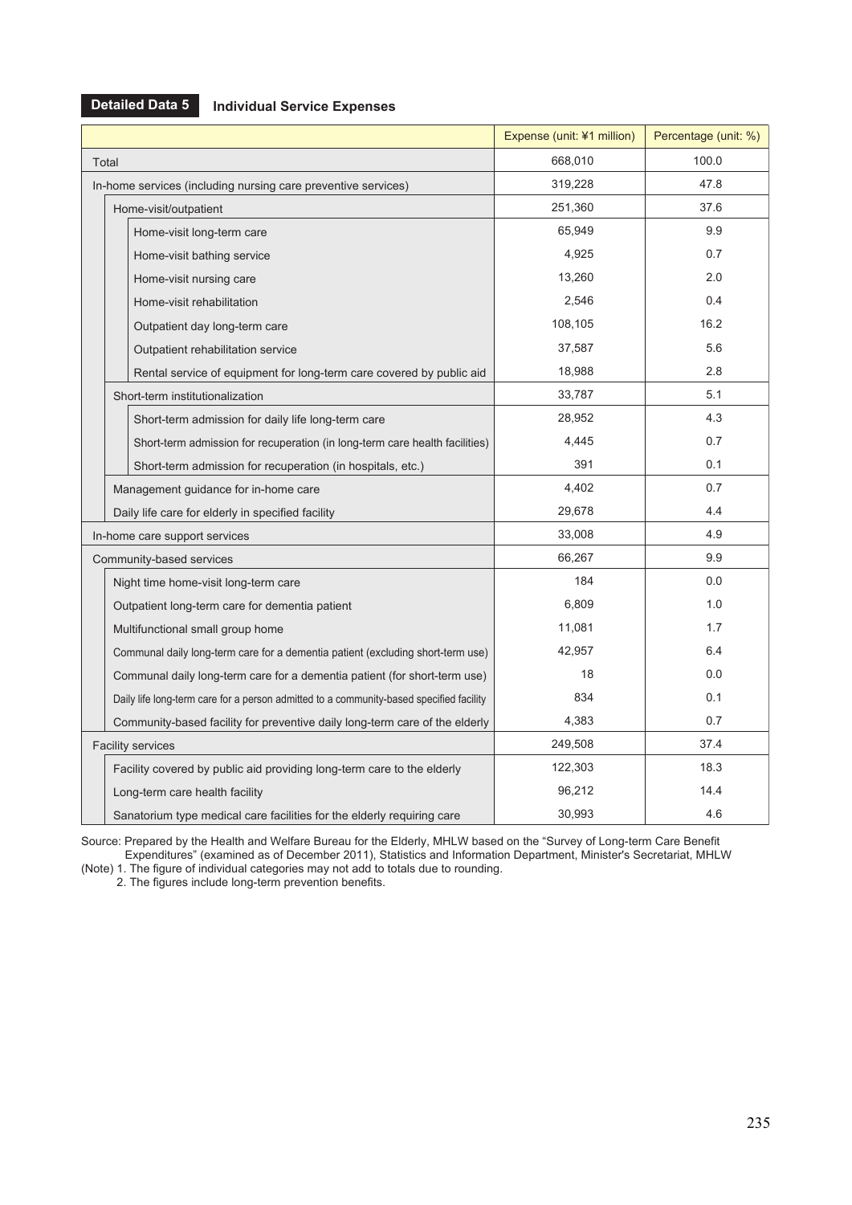**Detailed Data 5** **Individual Service Expenses**

| | Expense (unit: ¥1 million) | Percentage (unit: %) |
|---|---|---|
| Total | 668,010 | 100.0 |
| In-home services (including nursing care preventive services) | 319,228 | 47.8 |
| Home-visit/outpatient | 251,360 | 37.6 |
| Home-visit long-term care | 65,949 | 9.9 |
| Home-visit bathing service | 4,925 | 0.7 |
| Home-visit nursing care | 13,260 | 2.0 |
| Home-visit rehabilitation | 2,546 | 0.4 |
| Outpatient day long-term care | 108,105 | 16.2 |
| Outpatient rehabilitation service | 37,587 | 5.6 |
| Rental service of equipment for long-term care covered by public aid | 18,988 | 2.8 |
| Short-term institutionalization | 33,787 | 5.1 |
| Short-term admission for daily life long-term care | 28,952 | 4.3 |
| Short-term admission for recuperation (in long-term care health facilities) | 4,445 | 0.7 |
| Short-term admission for recuperation (in hospitals, etc.) | 391 | 0.1 |
| Management guidance for in-home care | 4,402 | 0.7 |
| Daily life care for elderly in specified facility | 29,678 | 4.4 |
| In-home care support services | 33,008 | 4.9 |
| Community-based services | 66,267 | 9.9 |
| Night time home-visit long-term care | 184 | 0.0 |
| Outpatient long-term care for dementia patient | 6,809 | 1.0 |
| Multifunctional small group home | 11,081 | 1.7 |
| Communal daily long-term care for a dementia patient (excluding short-term use) | 42,957 | 6.4 |
| Communal daily long-term care for a dementia patient (for short-term use) | 18 | 0.0 |
| Daily life long-term care for a person admitted to a community-based specified facility | 834 | 0.1 |
| Community-based facility for preventive daily long-term care of the elderly | 4,383 | 0.7 |
| Facility services | 249,508 | 37.4 |
| Facility covered by public aid providing long-term care to the elderly | 122,303 | 18.3 |
| Long-term care health facility | 96,212 | 14.4 |
| Sanatorium type medical care facilities for the elderly requiring care | 30,993 | 4.6 |

Source: Prepared by the Health and Welfare Bureau for the Elderly, MHLW based on the "Survey of Long-term Care Benefit Expenditures" (examined as of December 2011), Statistics and Information Department, Minister's Secretariat, MHLW

(Note) 1. The figure of individual categories may not add to totals due to rounding.
2. The figures include long-term prevention benefits.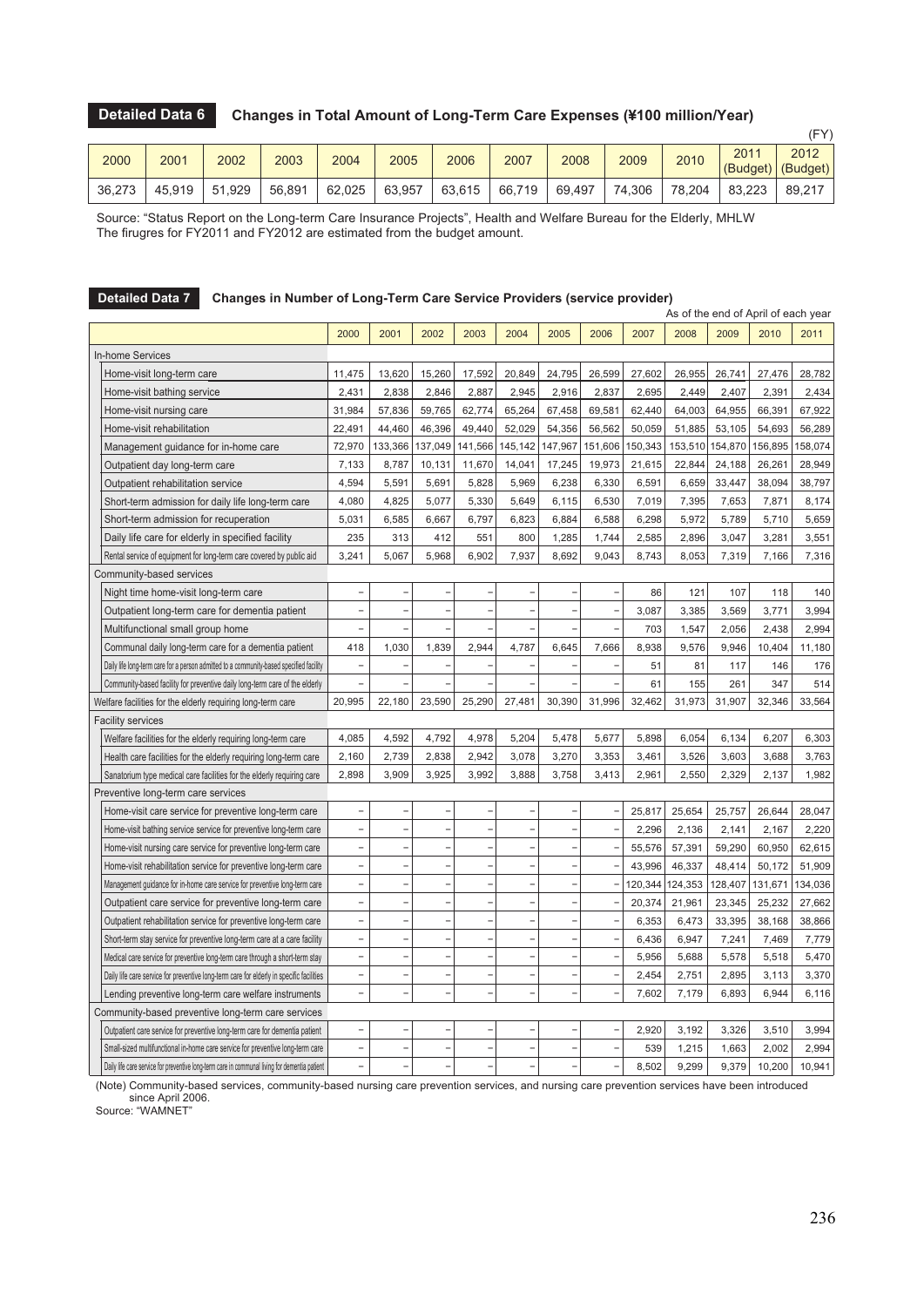## Detailed Data 6 Changes in Total Amount of Long-Term Care Expenses (¥100 million/Year)

(FY)

| 2000 | 2001 | 2002 | 2003 | 2004 | 2005 | 2006 | 2007 | 2008 | 2009 | 2010 | 2011 (Budget) | 2012 (Budget) |
|---|---|---|---|---|---|---|---|---|---|---|---|---|
| 36,273 | 45,919 | 51,929 | 56,891 | 62,025 | 63,957 | 63,615 | 66,719 | 69,497 | 74,306 | 78,204 | 83,223 | 89,217 |

Source: "Status Report on the Long-term Care Insurance Projects", Health and Welfare Bureau for the Elderly, MHLW
The firugres for FY2011 and FY2012 are estimated from the budget amount.

## Detailed Data 7 Changes in Number of Long-Term Care Service Providers (service provider)

As of the end of April of each year

| | 2000 | 2001 | 2002 | 2003 | 2004 | 2005 | 2006 | 2007 | 2008 | 2009 | 2010 | 2011 |
|---|---|---|---|---|---|---|---|---|---|---|---|---|
| In-home Services | | | | | | | | | | | | |
| Home-visit long-term care | 11,475 | 13,620 | 15,260 | 17,592 | 20,849 | 24,795 | 26,599 | 27,602 | 26,955 | 26,741 | 27,476 | 28,782 |
| Home-visit bathing service | 2,431 | 2,838 | 2,846 | 2,887 | 2,945 | 2,916 | 2,837 | 2,695 | 2,449 | 2,407 | 2,391 | 2,434 |
| Home-visit nursing care | 31,984 | 57,836 | 59,765 | 62,774 | 65,264 | 67,458 | 69,581 | 62,440 | 64,003 | 64,955 | 66,391 | 67,922 |
| Home-visit rehabilitation | 22,491 | 44,460 | 46,396 | 49,440 | 52,029 | 54,356 | 56,562 | 50,059 | 51,885 | 53,105 | 54,693 | 56,289 |
| Management guidance for in-home care | 72,970 | 133,366 | 137,049 | 141,566 | 145,142 | 147,967 | 151,606 | 150,343 | 153,510 | 154,870 | 156,895 | 158,074 |
| Outpatient day long-term care | 7,133 | 8,787 | 10,131 | 11,670 | 14,041 | 17,245 | 19,973 | 21,615 | 22,844 | 24,188 | 26,261 | 28,949 |
| Outpatient rehabilitation service | 4,594 | 5,591 | 5,691 | 5,828 | 5,969 | 6,238 | 6,330 | 6,591 | 6,659 | 33,447 | 38,094 | 38,797 |
| Short-term admission for daily life long-term care | 4,080 | 4,825 | 5,077 | 5,330 | 5,649 | 6,115 | 6,530 | 7,019 | 7,395 | 7,653 | 7,871 | 8,174 |
| Short-term admission for recuperation | 5,031 | 6,585 | 6,667 | 6,797 | 6,823 | 6,884 | 6,588 | 6,298 | 5,972 | 5,789 | 5,710 | 5,659 |
| Daily life care for elderly in specified facility | 235 | 313 | 412 | 551 | 800 | 1,285 | 1,744 | 2,585 | 2,896 | 3,047 | 3,281 | 3,551 |
| Rental service of equipment for long-term care covered by public aid | 3,241 | 5,067 | 5,968 | 6,902 | 7,937 | 8,692 | 9,043 | 8,743 | 8,053 | 7,319 | 7,166 | 7,316 |
| Community-based services | | | | | | | | | | | | |
| Night time home-visit long-term care | – | – | – | – | – | – | – | 86 | 121 | 107 | 118 | 140 |
| Outpatient long-term care for dementia patient | – | – | – | – | – | – | – | 3,087 | 3,385 | 3,569 | 3,771 | 3,994 |
| Multifunctional small group home | – | – | – | – | – | – | – | 703 | 1,547 | 2,056 | 2,438 | 2,994 |
| Communal daily long-term care for a dementia patient | 418 | 1,030 | 1,839 | 2,944 | 4,787 | 6,645 | 7,666 | 8,938 | 9,576 | 9,946 | 10,404 | 11,180 |
| Daily life long-term care for a person admitted to a community-based specified facility | – | – | – | – | – | – | – | 51 | 81 | 117 | 146 | 176 |
| Community-based facility for preventive daily long-term care of the elderly | – | – | – | – | – | – | – | 61 | 155 | 261 | 347 | 514 |
| Welfare facilities for the elderly requiring long-term care | 20,995 | 22,180 | 23,590 | 25,290 | 27,481 | 30,390 | 31,996 | 32,462 | 31,973 | 31,907 | 32,346 | 33,564 |
| Facility services | | | | | | | | | | | | |
| Welfare facilities for the elderly requiring long-term care | 4,085 | 4,592 | 4,792 | 4,978 | 5,204 | 5,478 | 5,677 | 5,898 | 6,054 | 6,134 | 6,207 | 6,303 |
| Health care facilities for the elderly requiring long-term care | 2,160 | 2,739 | 2,838 | 2,942 | 3,078 | 3,270 | 3,353 | 3,461 | 3,526 | 3,603 | 3,688 | 3,763 |
| Sanatorium type medical care facilities for the elderly requiring care | 2,898 | 3,909 | 3,925 | 3,992 | 3,888 | 3,758 | 3,413 | 2,961 | 2,550 | 2,329 | 2,137 | 1,982 |
| Preventive long-term care services | | | | | | | | | | | | |
| Home-visit care service for preventive long-term care | – | – | – | – | – | – | – | 25,817 | 25,654 | 25,757 | 26,644 | 28,047 |
| Home-visit bathing service service for preventive long-term care | – | – | – | – | – | – | – | 2,296 | 2,136 | 2,141 | 2,167 | 2,220 |
| Home-visit nursing care service for preventive long-term care | – | – | – | – | – | – | – | 55,576 | 57,391 | 59,290 | 60,950 | 62,615 |
| Home-visit rehabilitation service for preventive long-term care | – | – | – | – | – | – | – | 43,996 | 46,337 | 48,414 | 50,172 | 51,909 |
| Management guidance for in-home care service for preventive long-term care | – | – | – | – | – | – | – | 120,344 | 124,353 | 128,407 | 131,671 | 134,036 |
| Outpatient care service for preventive long-term care | – | – | – | – | – | – | – | 20,374 | 21,961 | 23,345 | 25,232 | 27,662 |
| Outpatient rehabilitation service for preventive long-term care | – | – | – | – | – | – | – | 6,353 | 6,473 | 33,395 | 38,168 | 38,866 |
| Short-term stay service for preventive long-term care at a care facility | – | – | – | – | – | – | – | 6,436 | 6,947 | 7,241 | 7,469 | 7,779 |
| Medical care service for preventive long-term care through a short-term stay | – | – | – | – | – | – | – | 5,956 | 5,688 | 5,578 | 5,518 | 5,470 |
| Daily life care service for preventive long-term care for elderly in specific facilities | – | – | – | – | – | – | – | 2,454 | 2,751 | 2,895 | 3,113 | 3,370 |
| Lending preventive long-term care welfare instruments | – | – | – | – | – | – | – | 7,602 | 7,179 | 6,893 | 6,944 | 6,116 |
| Community-based preventive long-term care services | | | | | | | | | | | | |
| Outpatient care service for preventive long-term care for dementia patient | – | – | – | – | – | – | – | 2,920 | 3,192 | 3,326 | 3,510 | 3,994 |
| Small-sized multifunctional in-home care service for preventive long-term care | – | – | – | – | – | – | – | 539 | 1,215 | 1,663 | 2,002 | 2,994 |
| Daily life care service for preventive long-term care in communal living for dementia patient | – | – | – | – | – | – | – | 8,502 | 9,299 | 9,379 | 10,200 | 10,941 |

(Note) Community-based services, community-based nursing care prevention services, and nursing care prevention services have been introduced since April 2006.
Source: "WAMNET"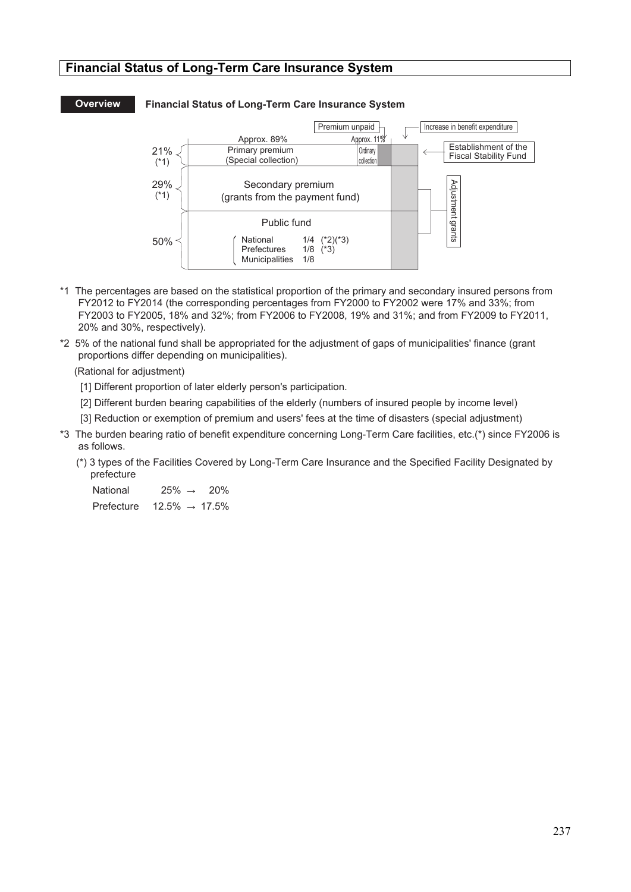## Financial Status of Long-Term Care Insurance System

**Overview** **Financial Status of Long-Term Care Insurance System**

Premium unpaid

Increase in benefit expenditure

Approx. 89%

Approx. 11%

21% (*1)

Primary premium (Special collection)

Ordinary collection

Establishment of the Fiscal Stability Fund

29% (*1)

Secondary premium (grants from the payment fund)

Adjustment grants

Public fund

50%

National 1/4 (*2)(*3)
Prefectures 1/8 (*3)
Municipalities 1/8

*1 The percentages are based on the statistical proportion of the primary and secondary insured persons from FY2012 to FY2014 (the corresponding percentages from FY2000 to FY2002 were 17% and 33%; from FY2003 to FY2005, 18% and 32%; from FY2006 to FY2008, 19% and 31%; and from FY2009 to FY2011, 20% and 30%, respectively).

*2 5% of the national fund shall be appropriated for the adjustment of gaps of municipalities' finance (grant proportions differ depending on municipalities).

(Rational for adjustment)

[1] Different proportion of later elderly person's participation.

[2] Different burden bearing capabilities of the elderly (numbers of insured people by income level)

[3] Reduction or exemption of premium and users' fees at the time of disasters (special adjustment)

*3 The burden bearing ratio of benefit expenditure concerning Long-Term Care facilities, etc.(*) since FY2006 is as follows.

(*) 3 types of the Facilities Covered by Long-Term Care Insurance and the Specified Facility Designated by prefecture

National 25% → 20%

Prefecture 12.5% → 17.5%